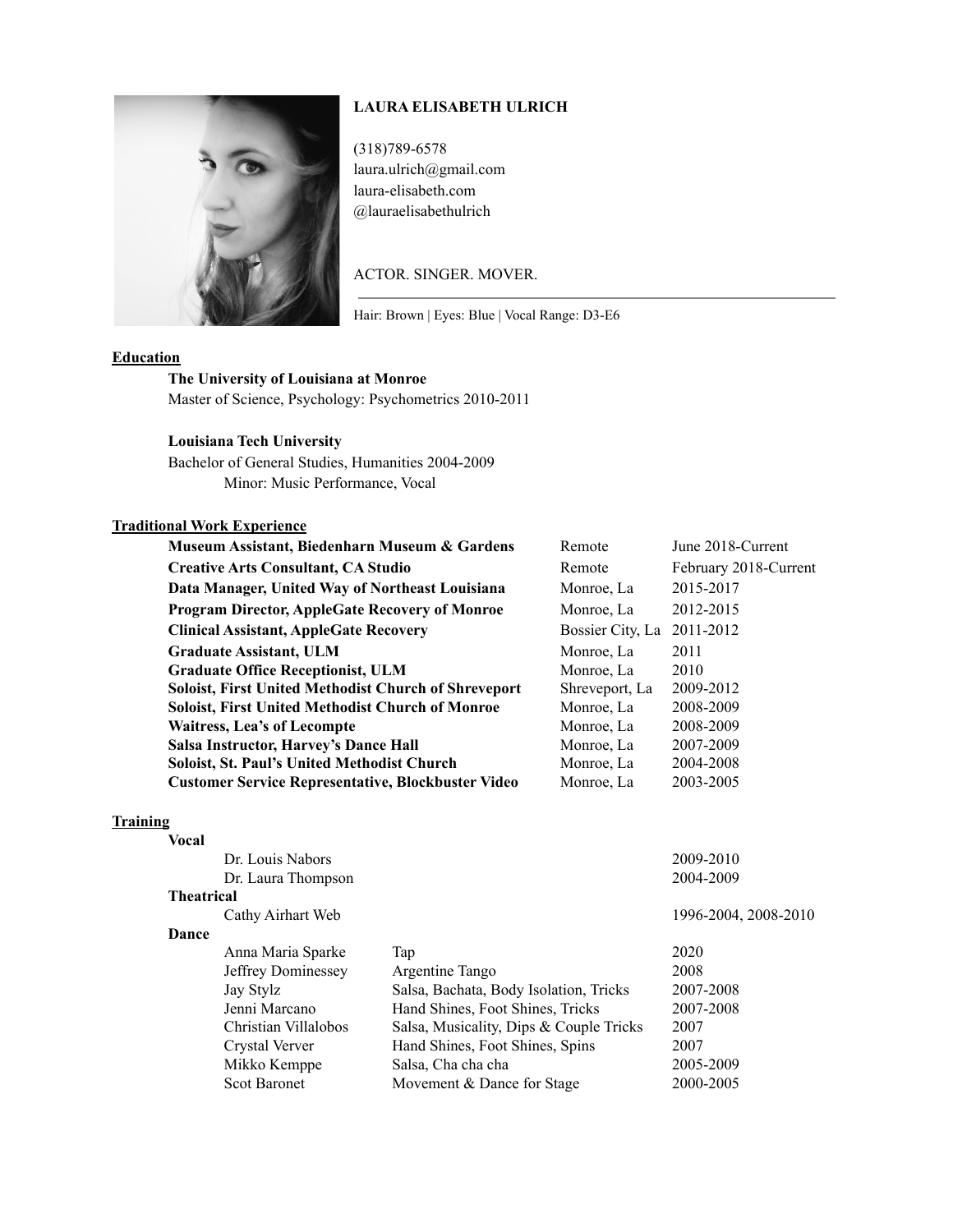# LAURA ELISABETH ULRICH

(318)789-6578
laura.ulrich@gmail.com
laura-elisabeth.com
@lauraelisabethulrich

ACTOR. SINGER. MOVER.

Hair: Brown | Eyes: Blue | Vocal Range: D3-E6

## Education

**The University of Louisiana at Monroe**
Master of Science, Psychology: Psychometrics 2010-2011

**Louisiana Tech University**
Bachelor of General Studies, Humanities 2004-2009
Minor: Music Performance, Vocal

## Traditional Work Experience

| Position | Location | Dates |
|---|---|---|
| **Museum Assistant, Biedenharn Museum & Gardens** | Remote | June 2018-Current |
| **Creative Arts Consultant, CA Studio** | Remote | February 2018-Current |
| **Data Manager, United Way of Northeast Louisiana** | Monroe, La | 2015-2017 |
| **Program Director, AppleGate Recovery of Monroe** | Monroe, La | 2012-2015 |
| **Clinical Assistant, AppleGate Recovery** | Bossier City, La | 2011-2012 |
| **Graduate Assistant, ULM** | Monroe, La | 2011 |
| **Graduate Office Receptionist, ULM** | Monroe, La | 2010 |
| **Soloist, First United Methodist Church of Shreveport** | Shreveport, La | 2009-2012 |
| **Soloist, First United Methodist Church of Monroe** | Monroe, La | 2008-2009 |
| **Waitress, Lea's of Lecompte** | Monroe, La | 2008-2009 |
| **Salsa Instructor, Harvey's Dance Hall** | Monroe, La | 2007-2009 |
| **Soloist, St. Paul's United Methodist Church** | Monroe, La | 2004-2008 |
| **Customer Service Representative, Blockbuster Video** | Monroe, La | 2003-2005 |

## Training

**Vocal**

| Instructor | | Dates |
|---|---|---|
| Dr. Louis Nabors | | 2009-2010 |
| Dr. Laura Thompson | | 2004-2009 |

**Theatrical**

| Instructor | | Dates |
|---|---|---|
| Cathy Airhart Web | | 1996-2004, 2008-2010 |

**Dance**

| Instructor | Style | Dates |
|---|---|---|
| Anna Maria Sparke | Tap | 2020 |
| Jeffrey Dominessey | Argentine Tango | 2008 |
| Jay Stylz | Salsa, Bachata, Body Isolation, Tricks | 2007-2008 |
| Jenni Marcano | Hand Shines, Foot Shines, Tricks | 2007-2008 |
| Christian Villalobos | Salsa, Musicality, Dips & Couple Tricks | 2007 |
| Crystal Verver | Hand Shines, Foot Shines, Spins | 2007 |
| Mikko Kemppe | Salsa, Cha cha cha | 2005-2009 |
| Scot Baronet | Movement & Dance for Stage | 2000-2005 |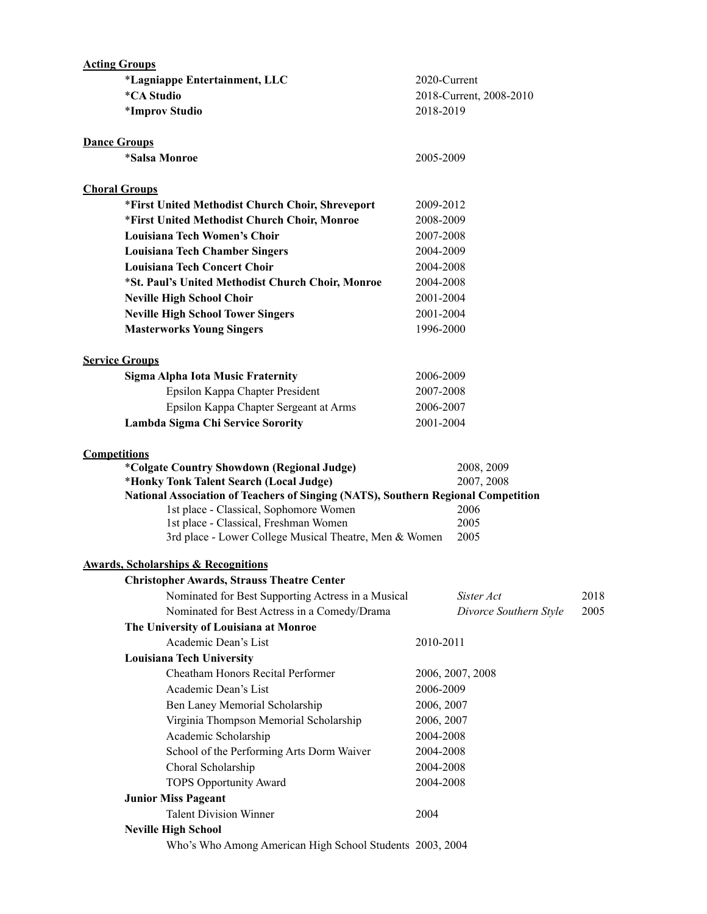## Acting Groups

| | |
|---|---|
| ***Lagniappe Entertainment, LLC** | 2020-Current |
| ***CA Studio** | 2018-Current, 2008-2010 |
| ***Improv Studio** | 2018-2019 |

## Dance Groups

| | |
|---|---|
| ***Salsa Monroe** | 2005-2009 |

## Choral Groups

| | |
|---|---|
| ***First United Methodist Church Choir, Shreveport** | 2009-2012 |
| ***First United Methodist Church Choir, Monroe** | 2008-2009 |
| **Louisiana Tech Women's Choir** | 2007-2008 |
| **Louisiana Tech Chamber Singers** | 2004-2009 |
| **Louisiana Tech Concert Choir** | 2004-2008 |
| ***St. Paul's United Methodist Church Choir, Monroe** | 2004-2008 |
| **Neville High School Choir** | 2001-2004 |
| **Neville High School Tower Singers** | 2001-2004 |
| **Masterworks Young Singers** | 1996-2000 |

## Service Groups

| | |
|---|---|
| **Sigma Alpha Iota Music Fraternity** | 2006-2009 |
| Epsilon Kappa Chapter President | 2007-2008 |
| Epsilon Kappa Chapter Sergeant at Arms | 2006-2007 |
| **Lambda Sigma Chi Service Sorority** | 2001-2004 |

## Competitions

| | |
|---|---|
| ***Colgate Country Showdown (Regional Judge)** | 2008, 2009 |
| ***Honky Tonk Talent Search (Local Judge)** | 2007, 2008 |

**National Association of Teachers of Singing (NATS), Southern Regional Competition**

| | |
|---|---|
| 1st place - Classical, Sophomore Women | 2006 |
| 1st place - Classical, Freshman Women | 2005 |
| 3rd place - Lower College Musical Theatre, Men & Women | 2005 |

## Awards, Scholarships & Recognitions

**Christopher Awards, Strauss Theatre Center**

| | | |
|---|---|---|
| Nominated for Best Supporting Actress in a Musical | *Sister Act* | 2018 |
| Nominated for Best Actress in a Comedy/Drama | *Divorce Southern Style* | 2005 |

**The University of Louisiana at Monroe**

| | |
|---|---|
| Academic Dean's List | 2010-2011 |

**Louisiana Tech University**

| | |
|---|---|
| Cheatham Honors Recital Performer | 2006, 2007, 2008 |
| Academic Dean's List | 2006-2009 |
| Ben Laney Memorial Scholarship | 2006, 2007 |
| Virginia Thompson Memorial Scholarship | 2006, 2007 |
| Academic Scholarship | 2004-2008 |
| School of the Performing Arts Dorm Waiver | 2004-2008 |
| Choral Scholarship | 2004-2008 |
| TOPS Opportunity Award | 2004-2008 |

**Junior Miss Pageant**

| | |
|---|---|
| Talent Division Winner | 2004 |

**Neville High School**

| | |
|---|---|
| Who's Who Among American High School Students | 2003, 2004 |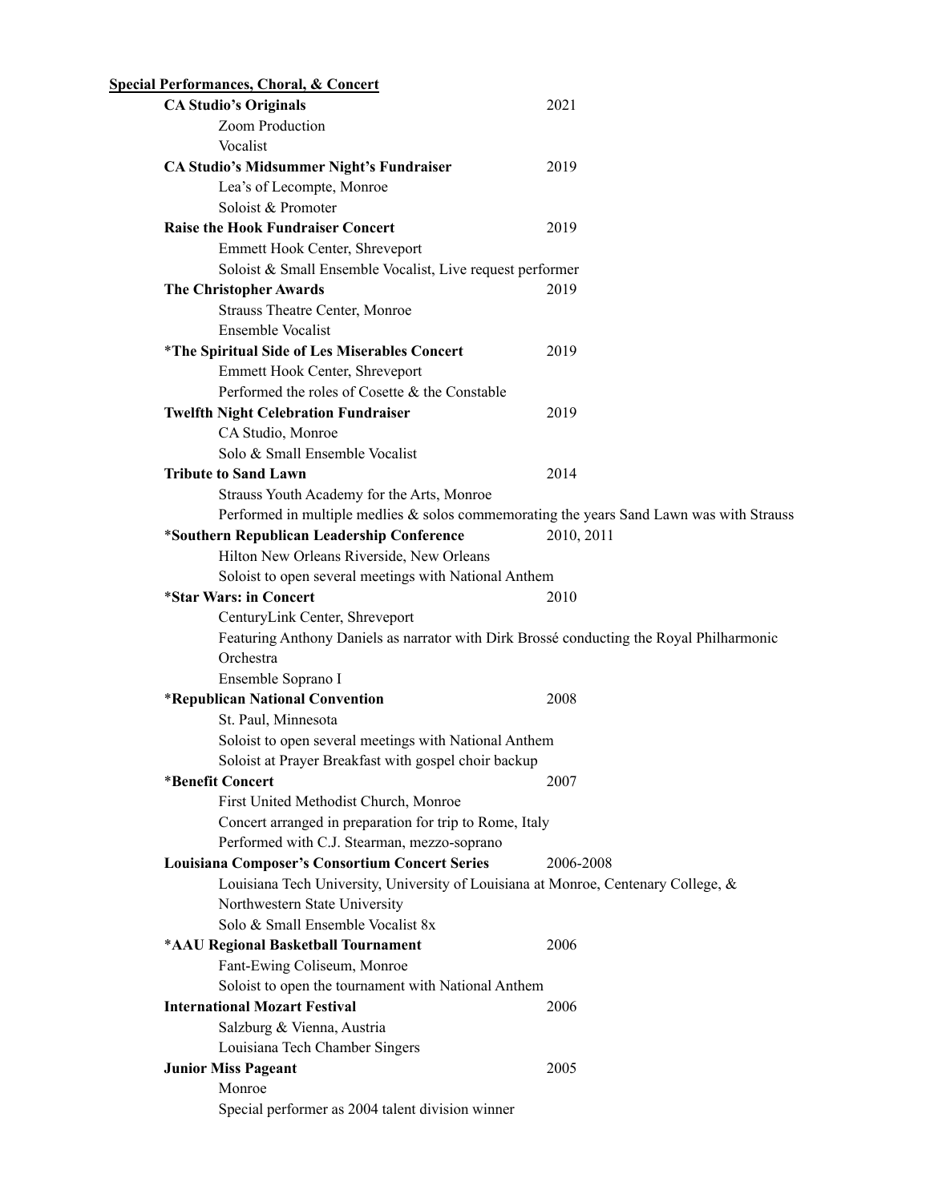**<u>Special Performances, Choral, & Concert</u>**

**CA Studio's Originals** 2021
Zoom Production
Vocalist

**CA Studio's Midsummer Night's Fundraiser** 2019
Lea's of Lecompte, Monroe
Soloist & Promoter

**Raise the Hook Fundraiser Concert** 2019
Emmett Hook Center, Shreveport
Soloist & Small Ensemble Vocalist, Live request performer

**The Christopher Awards** 2019
Strauss Theatre Center, Monroe
Ensemble Vocalist

*__The Spiritual Side of Les Miserables Concert__ 2019
Emmett Hook Center, Shreveport
Performed the roles of Cosette & the Constable

**Twelfth Night Celebration Fundraiser** 2019
CA Studio, Monroe
Solo & Small Ensemble Vocalist

**Tribute to Sand Lawn** 2014
Strauss Youth Academy for the Arts, Monroe
Performed in multiple medlies & solos commemorating the years Sand Lawn was with Strauss

*__Southern Republican Leadership Conference__ 2010, 2011
Hilton New Orleans Riverside, New Orleans
Soloist to open several meetings with National Anthem

*__Star Wars: in Concert__ 2010
CenturyLink Center, Shreveport
Featuring Anthony Daniels as narrator with Dirk Brossé conducting the Royal Philharmonic Orchestra
Ensemble Soprano I

*__Republican National Convention__ 2008
St. Paul, Minnesota
Soloist to open several meetings with National Anthem
Soloist at Prayer Breakfast with gospel choir backup

*__Benefit Concert__ 2007
First United Methodist Church, Monroe
Concert arranged in preparation for trip to Rome, Italy
Performed with C.J. Stearman, mezzo-soprano

**Louisiana Composer's Consortium Concert Series** 2006-2008
Louisiana Tech University, University of Louisiana at Monroe, Centenary College, & Northwestern State University
Solo & Small Ensemble Vocalist 8x

*__AAU Regional Basketball Tournament__ 2006
Fant-Ewing Coliseum, Monroe
Soloist to open the tournament with National Anthem

**International Mozart Festival** 2006
Salzburg & Vienna, Austria
Louisiana Tech Chamber Singers

**Junior Miss Pageant** 2005
Monroe
Special performer as 2004 talent division winner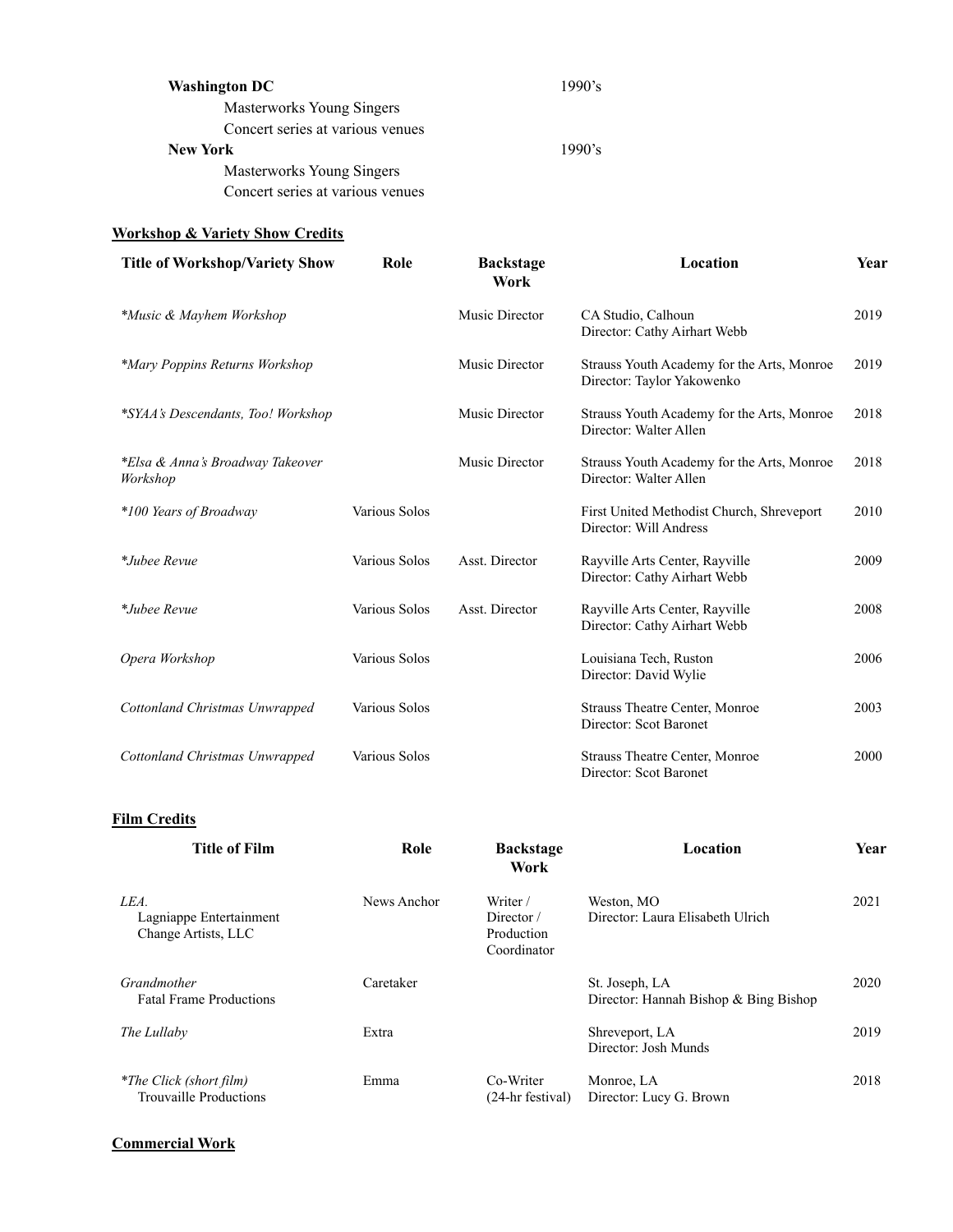**Washington DC** 1990's

Masterworks Young Singers

Concert series at various venues

**New York** 1990's

Masterworks Young Singers

Concert series at various venues

## Workshop & Variety Show Credits

| Title of Workshop/Variety Show | Role | Backstage Work | Location | Year |
|---|---|---|---|---|
| **Music & Mayhem Workshop* | | Music Director | CA Studio, Calhoun<br>Director: Cathy Airhart Webb | 2019 |
| **Mary Poppins Returns Workshop* | | Music Director | Strauss Youth Academy for the Arts, Monroe<br>Director: Taylor Yakowenko | 2019 |
| **SYAA's Descendants, Too! Workshop* | | Music Director | Strauss Youth Academy for the Arts, Monroe<br>Director: Walter Allen | 2018 |
| **Elsa & Anna's Broadway Takeover Workshop* | | Music Director | Strauss Youth Academy for the Arts, Monroe<br>Director: Walter Allen | 2018 |
| **100 Years of Broadway* | Various Solos | | First United Methodist Church, Shreveport<br>Director: Will Andress | 2010 |
| **Jubee Revue* | Various Solos | Asst. Director | Rayville Arts Center, Rayville<br>Director: Cathy Airhart Webb | 2009 |
| **Jubee Revue* | Various Solos | Asst. Director | Rayville Arts Center, Rayville<br>Director: Cathy Airhart Webb | 2008 |
| *Opera Workshop* | Various Solos | | Louisiana Tech, Ruston<br>Director: David Wylie | 2006 |
| *Cottonland Christmas Unwrapped* | Various Solos | | Strauss Theatre Center, Monroe<br>Director: Scot Baronet | 2003 |
| *Cottonland Christmas Unwrapped* | Various Solos | | Strauss Theatre Center, Monroe<br>Director: Scot Baronet | 2000 |

## Film Credits

| Title of Film | Role | Backstage Work | Location | Year |
|---|---|---|---|---|
| *LEA.*<br>Lagniappe Entertainment<br>Change Artists, LLC | News Anchor | Writer / Director / Production Coordinator | Weston, MO<br>Director: Laura Elisabeth Ulrich | 2021 |
| *Grandmother*<br>Fatal Frame Productions | Caretaker | | St. Joseph, LA<br>Director: Hannah Bishop & Bing Bishop | 2020 |
| *The Lullaby* | Extra | | Shreveport, LA<br>Director: Josh Munds | 2019 |
| **The Click (short film)*<br>Trouvaille Productions | Emma | Co-Writer (24-hr festival) | Monroe, LA<br>Director: Lucy G. Brown | 2018 |

## Commercial Work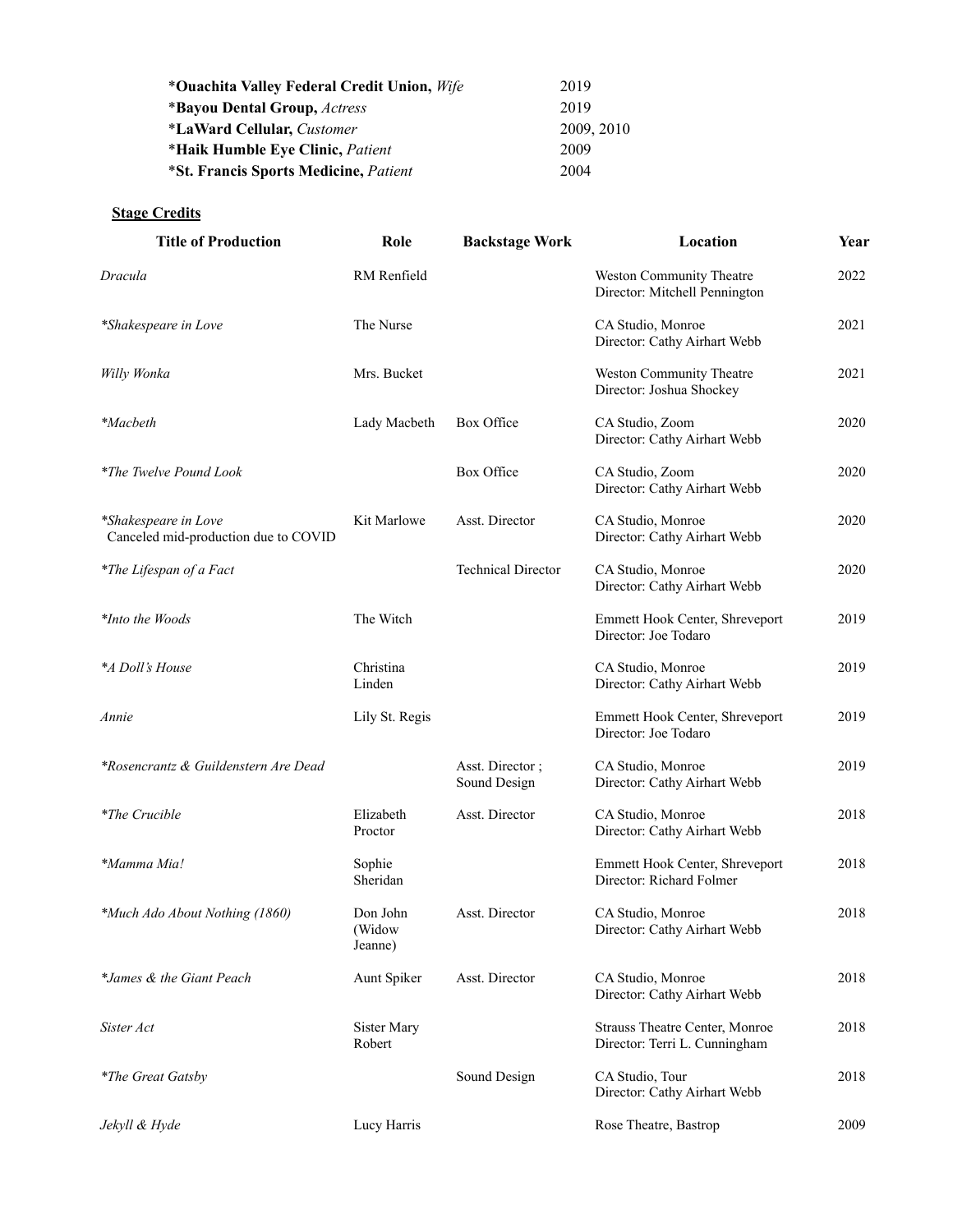| | |
|---|---|
| *__Ouachita Valley Federal Credit Union,__ *Wife* | 2019 |
| *__Bayou Dental Group,__ *Actress* | 2019 |
| *__LaWard Cellular,__ *Customer* | 2009, 2010 |
| *__Haik Humble Eye Clinic,__ *Patient* | 2009 |
| *__St. Francis Sports Medicine,__ *Patient* | 2004 |

**Stage Credits**

| Title of Production | Role | Backstage Work | Location | Year |
|---|---|---|---|---|
| *Dracula* | RM Renfield | | Weston Community Theatre<br>Director: Mitchell Pennington | 2022 |
| **Shakespeare in Love* | The Nurse | | CA Studio, Monroe<br>Director: Cathy Airhart Webb | 2021 |
| *Willy Wonka* | Mrs. Bucket | | Weston Community Theatre<br>Director: Joshua Shockey | 2021 |
| **Macbeth* | Lady Macbeth | Box Office | CA Studio, Zoom<br>Director: Cathy Airhart Webb | 2020 |
| **The Twelve Pound Look* | | Box Office | CA Studio, Zoom<br>Director: Cathy Airhart Webb | 2020 |
| **Shakespeare in Love*<br>Canceled mid-production due to COVID | Kit Marlowe | Asst. Director | CA Studio, Monroe<br>Director: Cathy Airhart Webb | 2020 |
| **The Lifespan of a Fact* | | Technical Director | CA Studio, Monroe<br>Director: Cathy Airhart Webb | 2020 |
| **Into the Woods* | The Witch | | Emmett Hook Center, Shreveport<br>Director: Joe Todaro | 2019 |
| **A Doll's House* | Christina Linden | | CA Studio, Monroe<br>Director: Cathy Airhart Webb | 2019 |
| *Annie* | Lily St. Regis | | Emmett Hook Center, Shreveport<br>Director: Joe Todaro | 2019 |
| **Rosencrantz & Guildenstern Are Dead* | | Asst. Director ;<br>Sound Design | CA Studio, Monroe<br>Director: Cathy Airhart Webb | 2019 |
| **The Crucible* | Elizabeth Proctor | Asst. Director | CA Studio, Monroe<br>Director: Cathy Airhart Webb | 2018 |
| **Mamma Mia!* | Sophie Sheridan | | Emmett Hook Center, Shreveport<br>Director: Richard Folmer | 2018 |
| **Much Ado About Nothing (1860)* | Don John (Widow Jeanne) | Asst. Director | CA Studio, Monroe<br>Director: Cathy Airhart Webb | 2018 |
| **James & the Giant Peach* | Aunt Spiker | Asst. Director | CA Studio, Monroe<br>Director: Cathy Airhart Webb | 2018 |
| *Sister Act* | Sister Mary Robert | | Strauss Theatre Center, Monroe<br>Director: Terri L. Cunningham | 2018 |
| **The Great Gatsby* | | Sound Design | CA Studio, Tour<br>Director: Cathy Airhart Webb | 2018 |
| *Jekyll & Hyde* | Lucy Harris | | Rose Theatre, Bastrop | 2009 |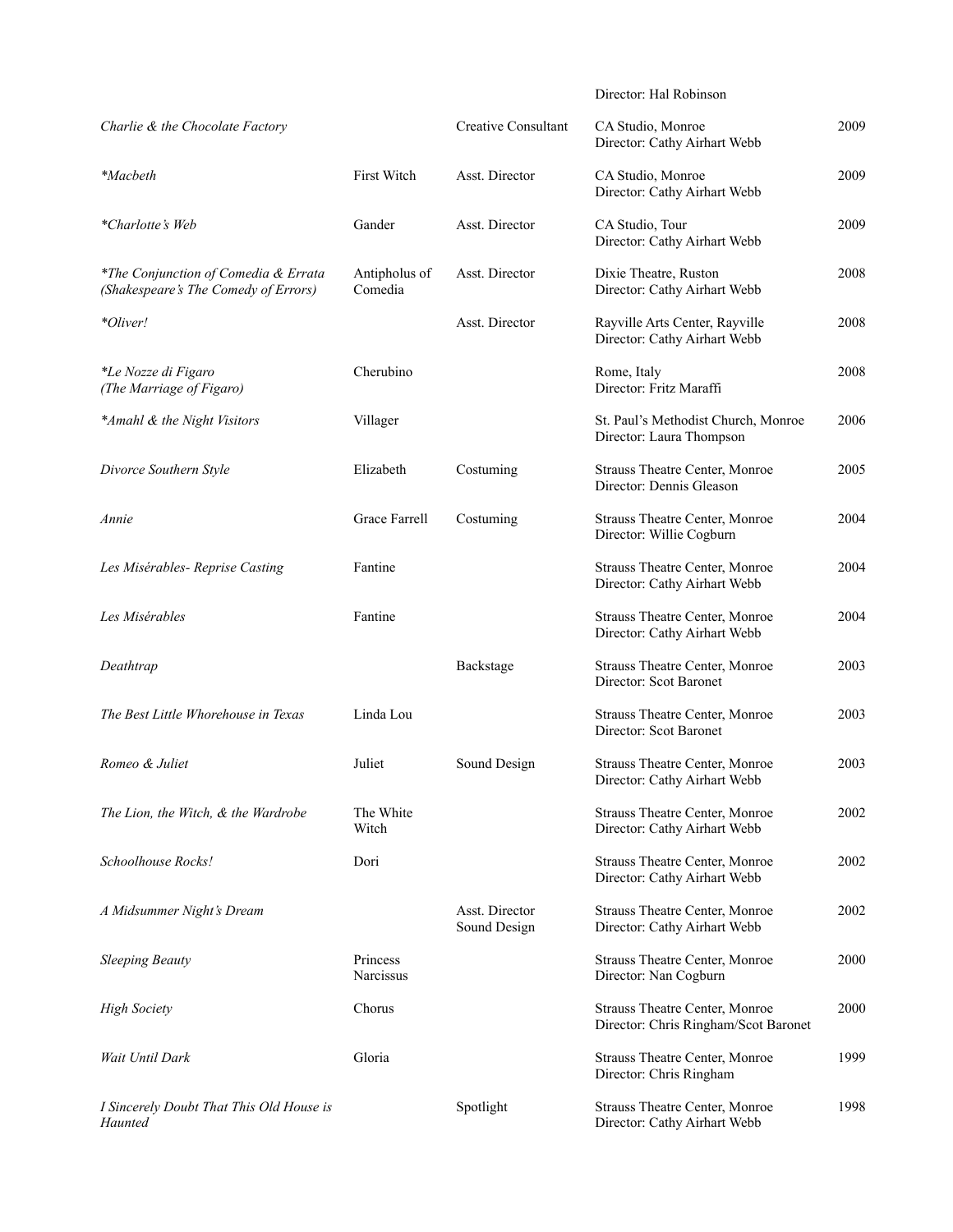| | | | Director: Hal Robinson | |
|---|---|---|---|---|
| *Charlie & the Chocolate Factory* | | Creative Consultant | CA Studio, Monroe<br>Director: Cathy Airhart Webb | 2009 |
| *\*Macbeth* | First Witch | Asst. Director | CA Studio, Monroe<br>Director: Cathy Airhart Webb | 2009 |
| *\*Charlotte's Web* | Gander | Asst. Director | CA Studio, Tour<br>Director: Cathy Airhart Webb | 2009 |
| *\*The Conjunction of Comedia & Errata (Shakespeare's The Comedy of Errors)* | Antipholus of Comedia | Asst. Director | Dixie Theatre, Ruston<br>Director: Cathy Airhart Webb | 2008 |
| *\*Oliver!* | | Asst. Director | Rayville Arts Center, Rayville<br>Director: Cathy Airhart Webb | 2008 |
| *\*Le Nozze di Figaro (The Marriage of Figaro)* | Cherubino | | Rome, Italy<br>Director: Fritz Maraffi | 2008 |
| *\*Amahl & the Night Visitors* | Villager | | St. Paul's Methodist Church, Monroe<br>Director: Laura Thompson | 2006 |
| *Divorce Southern Style* | Elizabeth | Costuming | Strauss Theatre Center, Monroe<br>Director: Dennis Gleason | 2005 |
| *Annie* | Grace Farrell | Costuming | Strauss Theatre Center, Monroe<br>Director: Willie Cogburn | 2004 |
| *Les Misérables- Reprise Casting* | Fantine | | Strauss Theatre Center, Monroe<br>Director: Cathy Airhart Webb | 2004 |
| *Les Misérables* | Fantine | | Strauss Theatre Center, Monroe<br>Director: Cathy Airhart Webb | 2004 |
| *Deathtrap* | | Backstage | Strauss Theatre Center, Monroe<br>Director: Scot Baronet | 2003 |
| *The Best Little Whorehouse in Texas* | Linda Lou | | Strauss Theatre Center, Monroe<br>Director: Scot Baronet | 2003 |
| *Romeo & Juliet* | Juliet | Sound Design | Strauss Theatre Center, Monroe<br>Director: Cathy Airhart Webb | 2003 |
| *The Lion, the Witch, & the Wardrobe* | The White Witch | | Strauss Theatre Center, Monroe<br>Director: Cathy Airhart Webb | 2002 |
| *Schoolhouse Rocks!* | Dori | | Strauss Theatre Center, Monroe<br>Director: Cathy Airhart Webb | 2002 |
| *A Midsummer Night's Dream* | | Asst. Director<br>Sound Design | Strauss Theatre Center, Monroe<br>Director: Cathy Airhart Webb | 2002 |
| *Sleeping Beauty* | Princess Narcissus | | Strauss Theatre Center, Monroe<br>Director: Nan Cogburn | 2000 |
| *High Society* | Chorus | | Strauss Theatre Center, Monroe<br>Director: Chris Ringham/Scot Baronet | 2000 |
| *Wait Until Dark* | Gloria | | Strauss Theatre Center, Monroe<br>Director: Chris Ringham | 1999 |
| *I Sincerely Doubt That This Old House is Haunted* | | Spotlight | Strauss Theatre Center, Monroe<br>Director: Cathy Airhart Webb | 1998 |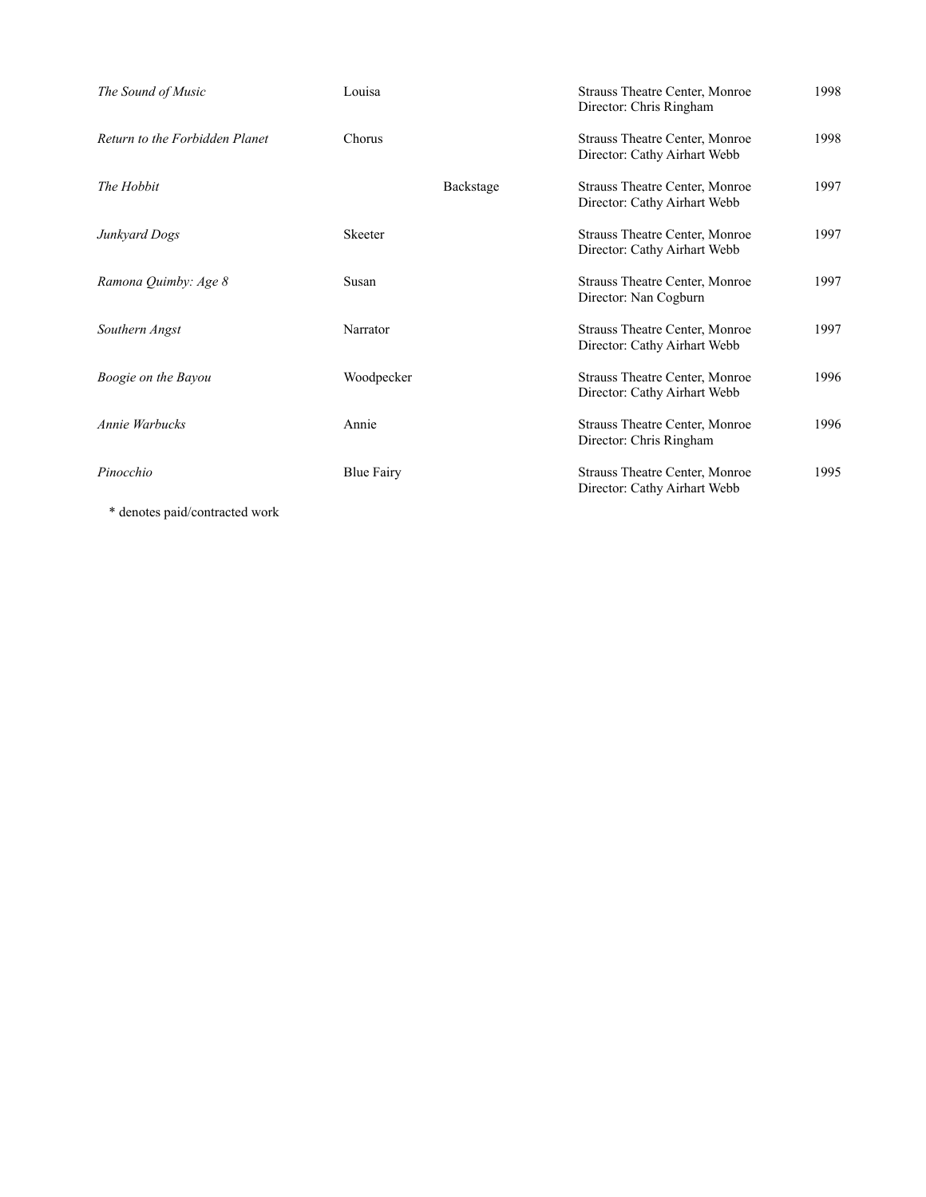| | | | | |
|---|---|---|---|---|
| *The Sound of Music* | Louisa | | Strauss Theatre Center, Monroe<br>Director: Chris Ringham | 1998 |
| *Return to the Forbidden Planet* | Chorus | | Strauss Theatre Center, Monroe<br>Director: Cathy Airhart Webb | 1998 |
| *The Hobbit* | | Backstage | Strauss Theatre Center, Monroe<br>Director: Cathy Airhart Webb | 1997 |
| *Junkyard Dogs* | Skeeter | | Strauss Theatre Center, Monroe<br>Director: Cathy Airhart Webb | 1997 |
| *Ramona Quimby: Age 8* | Susan | | Strauss Theatre Center, Monroe<br>Director: Nan Cogburn | 1997 |
| *Southern Angst* | Narrator | | Strauss Theatre Center, Monroe<br>Director: Cathy Airhart Webb | 1997 |
| *Boogie on the Bayou* | Woodpecker | | Strauss Theatre Center, Monroe<br>Director: Cathy Airhart Webb | 1996 |
| *Annie Warbucks* | Annie | | Strauss Theatre Center, Monroe<br>Director: Chris Ringham | 1996 |
| *Pinocchio* | Blue Fairy | | Strauss Theatre Center, Monroe<br>Director: Cathy Airhart Webb | 1995 |

* denotes paid/contracted work